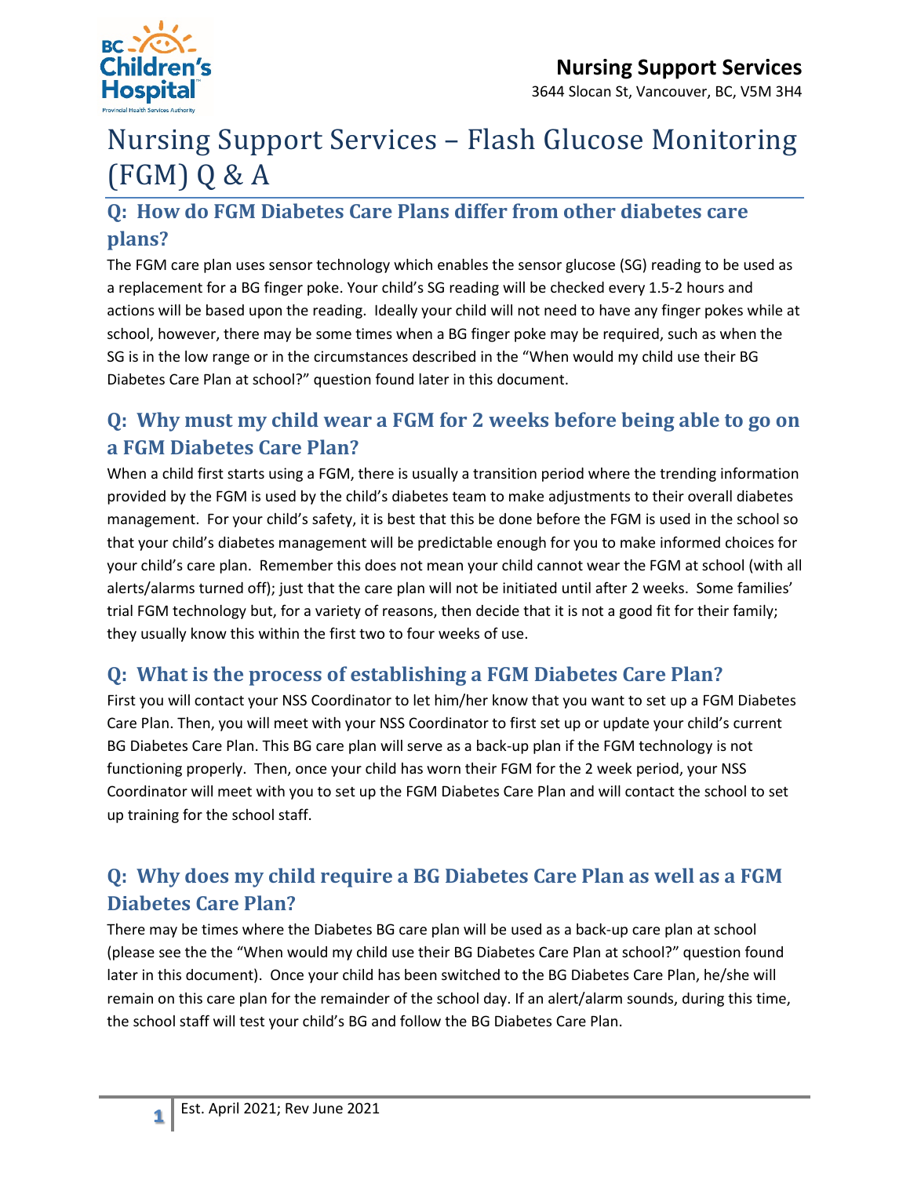# Nursing Support Services – Flash Glucose Monitoring (FGM) Q & A

## Q: How do FGM Diabetes Care Plans differ from other diabetes care plans?

The FGM care plan uses sensor technology which enables the sensor glucose (SG) reading to be used as a replacement for a BG finger poke. Your child's SG reading will be checked every 1.5-2 hours and actions will be based upon the reading. Ideally your child will not need to have any finger pokes while at school, however, there may be some times when a BG finger poke may be required, such as when the SG is in the low range or in the circumstances described in the "When would my child use their BG Diabetes Care Plan at school?" question found later in this document.

## Q: Why must my child wear a FGM for 2 weeks before being able to go on a FGM Diabetes Care Plan?

When a child first starts using a FGM, there is usually a transition period where the trending information provided by the FGM is used by the child's diabetes team to make adjustments to their overall diabetes management. For your child's safety, it is best that this be done before the FGM is used in the school so that your child's diabetes management will be predictable enough for you to make informed choices for your child's care plan. Remember this does not mean your child cannot wear the FGM at school (with all alerts/alarms turned off); just that the care plan will not be initiated until after 2 weeks. Some families' trial FGM technology but, for a variety of reasons, then decide that it is not a good fit for their family; they usually know this within the first two to four weeks of use.

## Q: What is the process of establishing a FGM Diabetes Care Plan?

First you will contact your NSS Coordinator to let him/her know that you want to set up a FGM Diabetes Care Plan. Then, you will meet with your NSS Coordinator to first set up or update your child's current BG Diabetes Care Plan. This BG care plan will serve as a back-up plan if the FGM technology is not functioning properly. Then, once your child has worn their FGM for the 2 week period, your NSS Coordinator will meet with you to set up the FGM Diabetes Care Plan and will contact the school to set up training for the school staff.

## Q: Why does my child require a BG Diabetes Care Plan as well as a FGM Diabetes Care Plan?

There may be times where the Diabetes BG care plan will be used as a back-up care plan at school (please see the the "When would my child use their BG Diabetes Care Plan at school?" question found later in this document). Once your child has been switched to the BG Diabetes Care Plan, he/she will remain on this care plan for the remainder of the school day. If an alert/alarm sounds, during this time, the school staff will test your child's BG and follow the BG Diabetes Care Plan.

Est. April 2021; Rev June 2021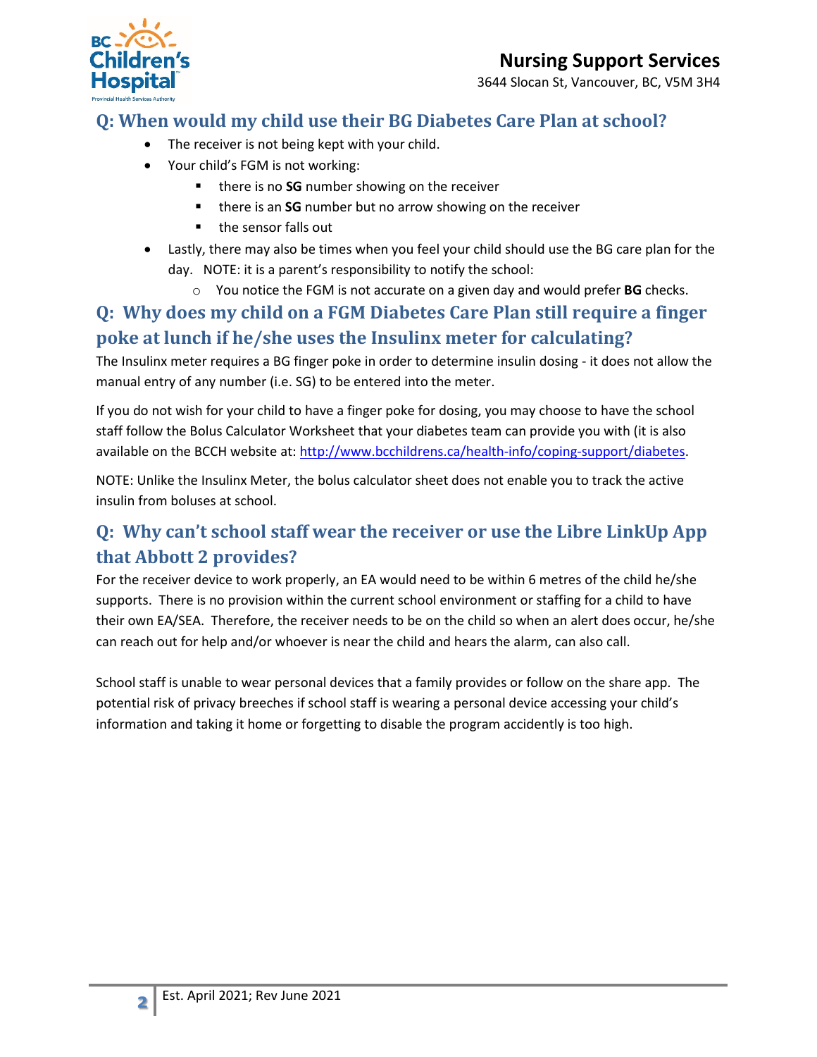## Q: When would my child use their BG Diabetes Care Plan at school?

- The receiver is not being kept with your child.
- Your child's FGM is not working:
  - there is no **SG** number showing on the receiver
  - there is an **SG** number but no arrow showing on the receiver
  - the sensor falls out
- Lastly, there may also be times when you feel your child should use the BG care plan for the day. NOTE: it is a parent's responsibility to notify the school:
  - You notice the FGM is not accurate on a given day and would prefer **BG** checks.

## Q: Why does my child on a FGM Diabetes Care Plan still require a finger poke at lunch if he/she uses the Insulinx meter for calculating?

The Insulinx meter requires a BG finger poke in order to determine insulin dosing - it does not allow the manual entry of any number (i.e. SG) to be entered into the meter.

If you do not wish for your child to have a finger poke for dosing, you may choose to have the school staff follow the Bolus Calculator Worksheet that your diabetes team can provide you with (it is also available on the BCCH website at: [http://www.bcchildrens.ca/health-info/coping-support/diabetes](http://www.bcchildrens.ca/health-info/coping-support/diabetes).

NOTE: Unlike the Insulinx Meter, the bolus calculator sheet does not enable you to track the active insulin from boluses at school.

## Q: Why can't school staff wear the receiver or use the Libre LinkUp App that Abbott 2 provides?

For the receiver device to work properly, an EA would need to be within 6 metres of the child he/she supports. There is no provision within the current school environment or staffing for a child to have their own EA/SEA. Therefore, the receiver needs to be on the child so when an alert does occur, he/she can reach out for help and/or whoever is near the child and hears the alarm, can also call.

School staff is unable to wear personal devices that a family provides or follow on the share app. The potential risk of privacy breeches if school staff is wearing a personal device accessing your child's information and taking it home or forgetting to disable the program accidently is too high.